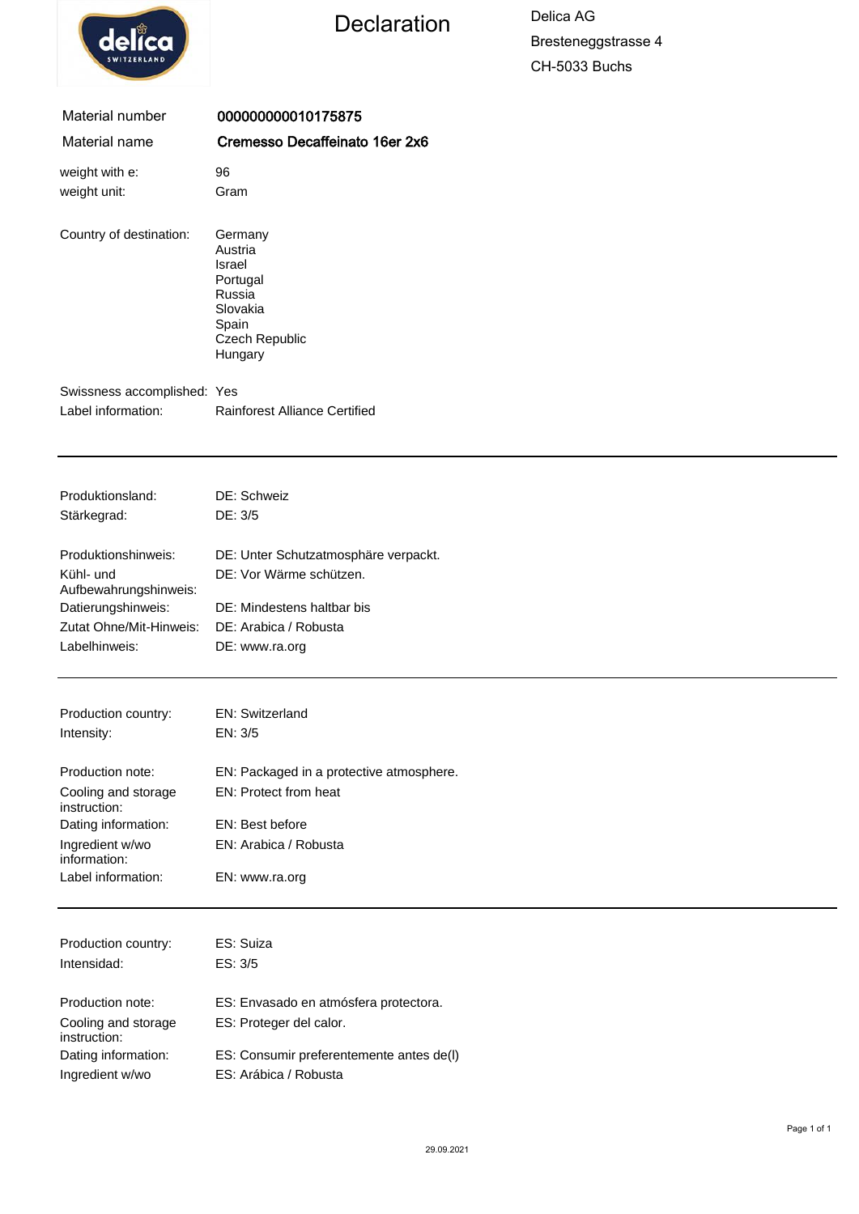# Declaration

Delica AG
Bresteneggstrasse 4
CH-5033 Buchs

| | |
|---|---|
| Material number | **000000000010175875** |
| Material name | **Cremesso Decaffeinato 16er 2x6** |

| | |
|---|---|
| weight with e: | 96 |
| weight unit: | Gram |

Country of destination:
- Germany
- Austria
- Israel
- Portugal
- Russia
- Slovakia
- Spain
- Czech Republic
- Hungary

| | |
|---|---|
| Swissness accomplished: | Yes |
| Label information: | Rainforest Alliance Certified |

---

| | |
|---|---|
| Produktionsland: | DE: Schweiz |
| Stärkegrad: | DE: 3/5 |
| Produktionshinweis: | DE: Unter Schutzatmosphäre verpackt. |
| Kühl- und Aufbewahrungshinweis: | DE: Vor Wärme schützen. |
| Datierungshinweis: | DE: Mindestens haltbar bis |
| Zutat Ohne/Mit-Hinweis: | DE: Arabica / Robusta |
| Labelhinweis: | DE: www.ra.org |

---

| | |
|---|---|
| Production country: | EN: Switzerland |
| Intensity: | EN: 3/5 |
| Production note: | EN: Packaged in a protective atmosphere. |
| Cooling and storage instruction: | EN: Protect from heat |
| Dating information: | EN: Best before |
| Ingredient w/wo information: | EN: Arabica / Robusta |
| Label information: | EN: www.ra.org |

---

| | |
|---|---|
| Production country: | ES: Suiza |
| Intensidad: | ES: 3/5 |
| Production note: | ES: Envasado en atmósfera protectora. |
| Cooling and storage instruction: | ES: Proteger del calor. |
| Dating information: | ES: Consumir preferentemente antes de(l) |
| Ingredient w/wo | ES: Arábica / Robusta |

29.09.2021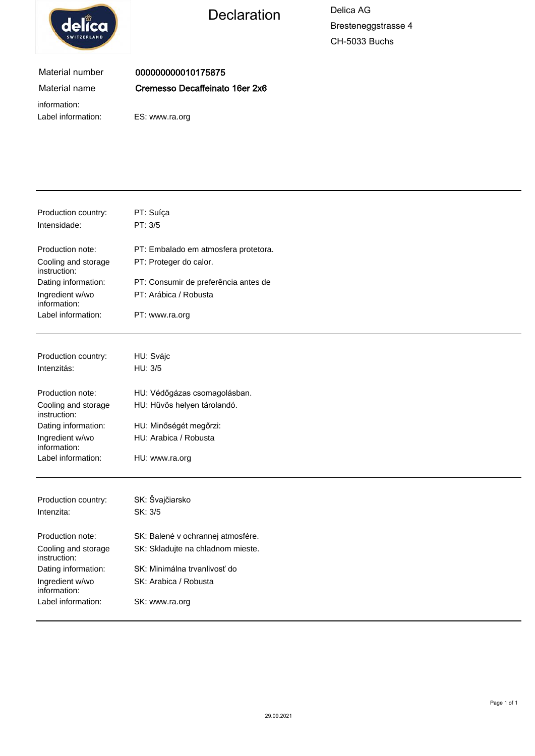delica SWITZERLAND

# Declaration

Delica AG
Bresteneggstrasse 4
CH-5033 Buchs

| | |
|---|---|
| Material number | **000000000010175875** |
| Material name | **Cremesso Decaffeinato 16er 2x6** |
| information: | |
| Label information: | ES: www.ra.org |

---

| | |
|---|---|
| Production country: | PT: Suíça |
| Intensidade: | PT: 3/5 |
| Production note: | PT: Embalado em atmosfera protetora. |
| Cooling and storage instruction: | PT: Proteger do calor. |
| Dating information: | PT: Consumir de preferência antes de |
| Ingredient w/wo information: | PT: Arábica / Robusta |
| Label information: | PT: www.ra.org |

---

| | |
|---|---|
| Production country: | HU: Svájc |
| Intenzitás: | HU: 3/5 |
| Production note: | HU: Védőgázas csomagolásban. |
| Cooling and storage instruction: | HU: Hűvös helyen tárolandó. |
| Dating information: | HU: Minőségét megőrzi: |
| Ingredient w/wo information: | HU: Arabica / Robusta |
| Label information: | HU: www.ra.org |

---

| | |
|---|---|
| Production country: | SK: Švajčiarsko |
| Intenzita: | SK: 3/5 |
| Production note: | SK: Balené v ochrannej atmosfére. |
| Cooling and storage instruction: | SK: Skladujte na chladnom mieste. |
| Dating information: | SK: Minimálna trvanlivosť do |
| Ingredient w/wo information: | SK: Arabica / Robusta |
| Label information: | SK: www.ra.org |

---

29.09.2021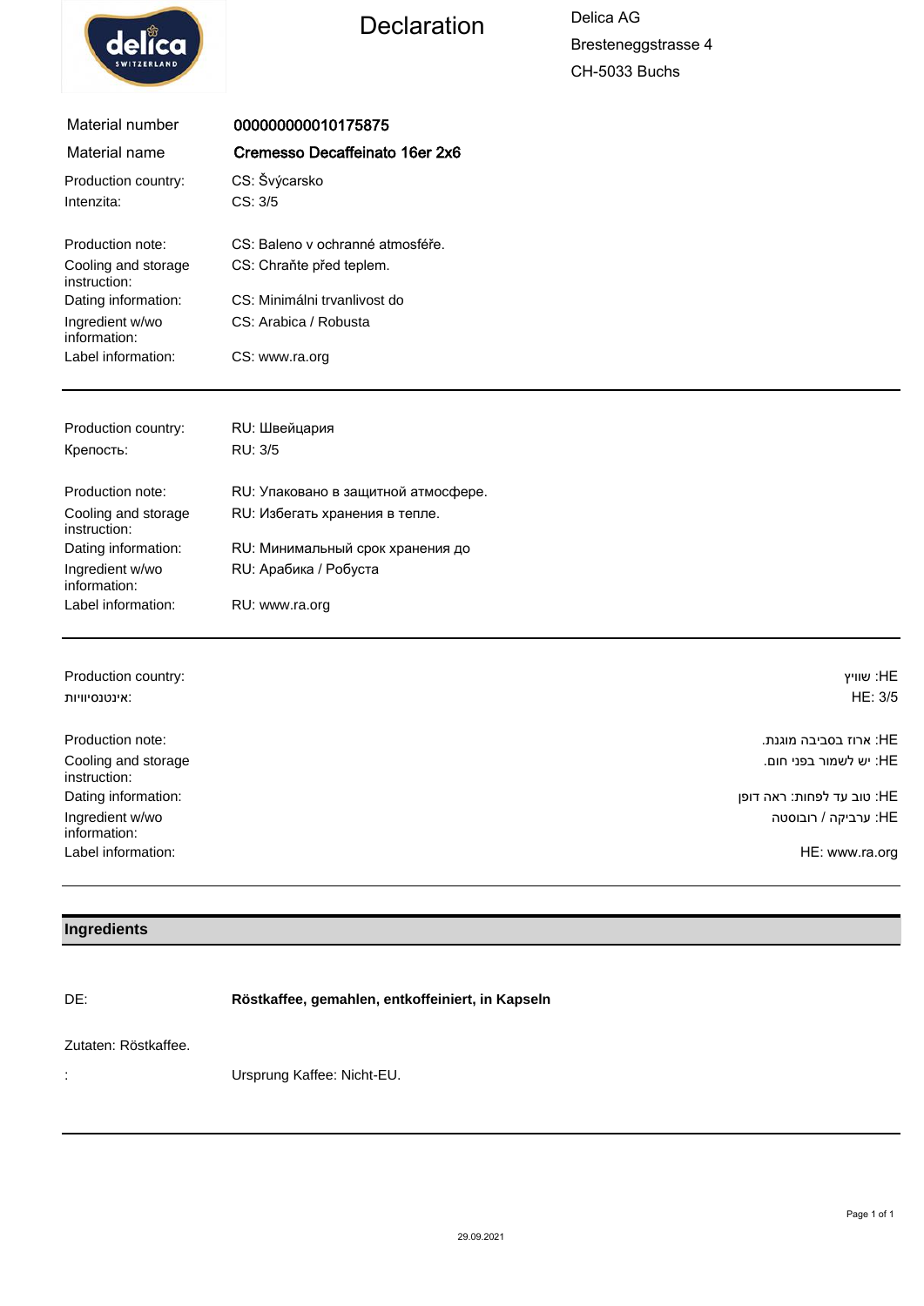# Declaration

Delica AG
Bresteneggstrasse 4
CH-5033 Buchs

| | |
|---|---|
| Material number | **000000000010175875** |
| Material name | **Cremesso Decaffeinato 16er 2x6** |

| | |
|---|---|
| Production country: | CS: Švýcarsko |
| Intenzita: | CS: 3/5 |
| Production note: | CS: Baleno v ochranné atmosféře. |
| Cooling and storage instruction: | CS: Chraňte před teplem. |
| Dating information: | CS: Minimálni trvanlivost do |
| Ingredient w/wo information: | CS: Arabica / Robusta |
| Label information: | CS: www.ra.org |

---

| | |
|---|---|
| Production country: | RU: Швейцария |
| Крепость: | RU: 3/5 |
| Production note: | RU: Упаковано в защитной атмосфере. |
| Cooling and storage instruction: | RU: Избегать хранения в тепле. |
| Dating information: | RU: Минимальный срок хранения до |
| Ingredient w/wo information: | RU: Арабика / Робуста |
| Label information: | RU: www.ra.org |

---

| | |
|---|---|
| Production country: | HE: שוויץ |
| אינטנסיוויות: | HE: 3/5 |
| Production note: | HE: ארוז בסביבה מוגנת. |
| Cooling and storage instruction: | HE: יש לשמור בפני חום. |
| Dating information: | HE: טוב עד לפחות: ראה דופן |
| Ingredient w/wo information: | HE: ערביקה / רובוסטה |
| Label information: | HE: www.ra.org |

---

## Ingredients

DE: **Röstkaffee, gemahlen, entkoffeiniert, in Kapseln**

Zutaten: Röstkaffee.

: Ursprung Kaffee: Nicht-EU.

29.09.2021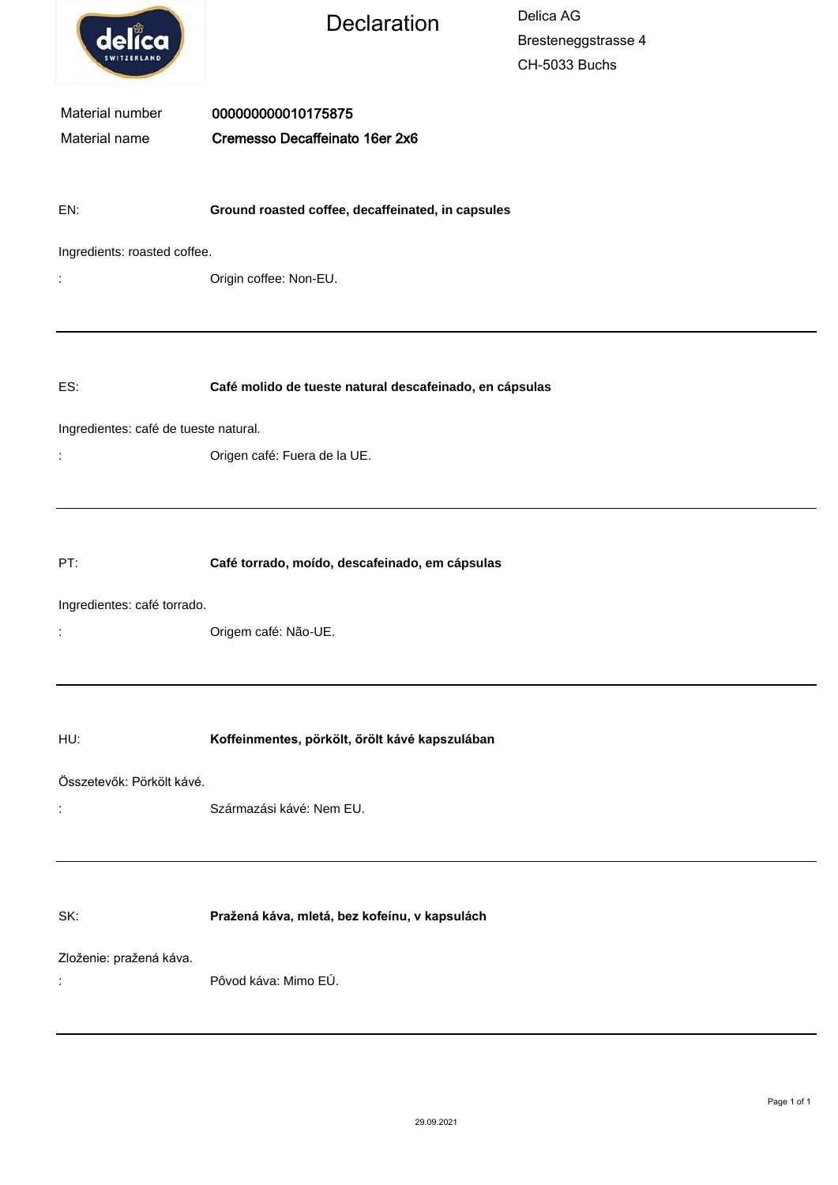delica SWITZERLAND

# Declaration

Delica AG
Bresteneggstrasse 4
CH-5033 Buchs

| | |
|---|---|
| Material number | **000000000010175875** |
| Material name | **Cremesso Decaffeinato 16er 2x6** |

EN: **Ground roasted coffee, decaffeinated, in capsules**

Ingredients: roasted coffee.

: Origin coffee: Non-EU.

---

ES: **Café molido de tueste natural descafeinado, en cápsulas**

Ingredientes: café de tueste natural.

: Origen café: Fuera de la UE.

---

PT: **Café torrado, moído, descafeinado, em cápsulas**

Ingredientes: café torrado.

: Origem café: Não-UE.

---

HU: **Koffeinmentes, pörkölt, őrölt kávé kapszulában**

Összetevők: Pörkölt kávé.

: Származási kávé: Nem EU.

---

SK: **Pražená káva, mletá, bez kofeínu, v kapsulách**

Zloženie: pražená káva.

: Pôvod káva: Mimo EÚ.

---

29.09.2021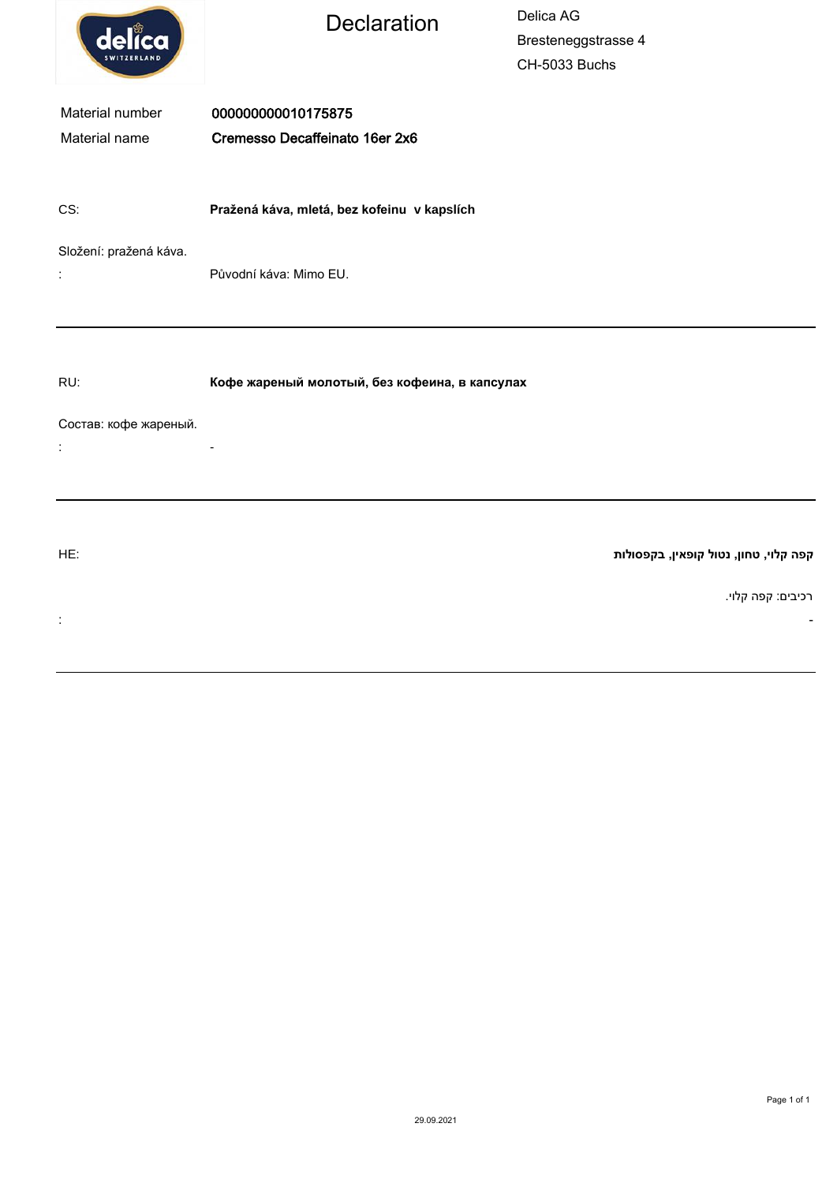# Declaration

Delica AG
Bresteneggstrasse 4
CH-5033 Buchs

| | |
|---|---|
| Material number | **000000000010175875** |
| Material name | **Cremesso Decaffeinato 16er 2x6** |

CS: **Pražená káva, mletá, bez kofeinu v kapslích**

Složení: pražená káva.

: Původní káva: Mimo EU.

---

RU: **Кофе жареный молотый, без кофеина, в капсулах**

Состав: кофе жареный.

: -

---

HE: **קפה קלוי, טחון, נטול קופאין, בקפסולות**

רכיבים: קפה קלוי.

: -

---

29.09.2021